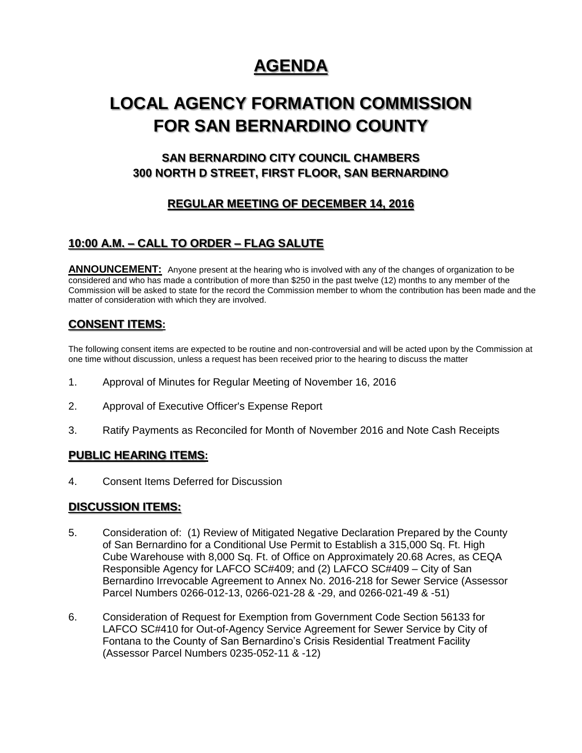# AGENDA

# LOCAL AGENCY FORMATION COMMISSION FOR SAN BERNARDINO COUNTY

### SAN BERNARDINO CITY COUNCIL CHAMBERS
### 300 NORTH D STREET, FIRST FLOOR, SAN BERNARDINO

### REGULAR MEETING OF DECEMBER 14, 2016

## 10:00 A.M. – CALL TO ORDER – FLAG SALUTE

**ANNOUNCEMENT:** Anyone present at the hearing who is involved with any of the changes of organization to be considered and who has made a contribution of more than $250 in the past twelve (12) months to any member of the Commission will be asked to state for the record the Commission member to whom the contribution has been made and the matter of consideration with which they are involved.

## CONSENT ITEMS:

The following consent items are expected to be routine and non-controversial and will be acted upon by the Commission at one time without discussion, unless a request has been received prior to the hearing to discuss the matter

1. Approval of Minutes for Regular Meeting of November 16, 2016
2. Approval of Executive Officer's Expense Report
3. Ratify Payments as Reconciled for Month of November 2016 and Note Cash Receipts

## PUBLIC HEARING ITEMS:

4. Consent Items Deferred for Discussion

## DISCUSSION ITEMS:

5. Consideration of: (1) Review of Mitigated Negative Declaration Prepared by the County of San Bernardino for a Conditional Use Permit to Establish a 315,000 Sq. Ft. High Cube Warehouse with 8,000 Sq. Ft. of Office on Approximately 20.68 Acres, as CEQA Responsible Agency for LAFCO SC#409; and (2) LAFCO SC#409 – City of San Bernardino Irrevocable Agreement to Annex No. 2016-218 for Sewer Service (Assessor Parcel Numbers 0266-012-13, 0266-021-28 & -29, and 0266-021-49 & -51)
6. Consideration of Request for Exemption from Government Code Section 56133 for LAFCO SC#410 for Out-of-Agency Service Agreement for Sewer Service by City of Fontana to the County of San Bernardino's Crisis Residential Treatment Facility (Assessor Parcel Numbers 0235-052-11 & -12)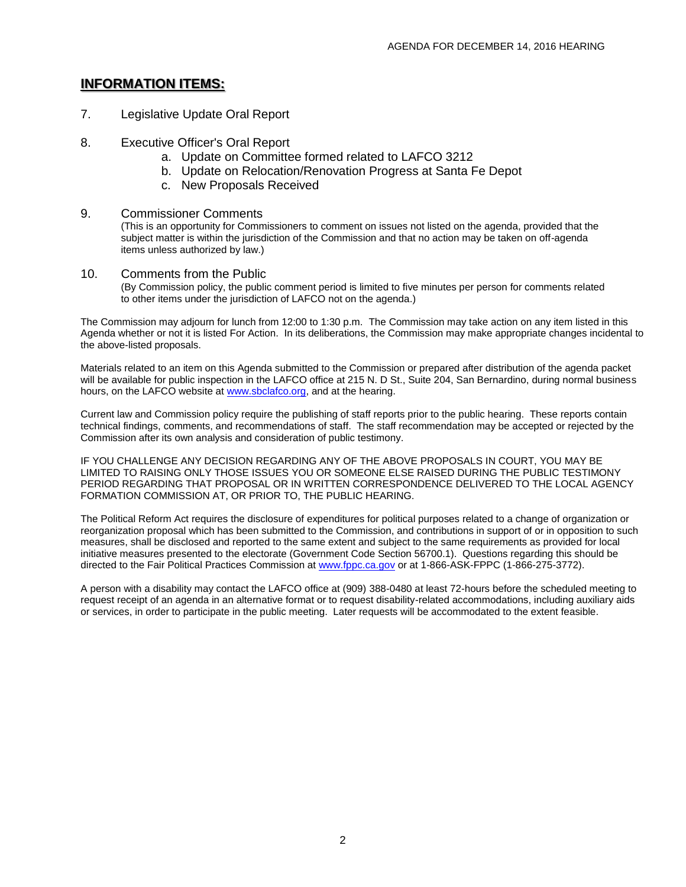## INFORMATION ITEMS:

7. Legislative Update Oral Report

8. Executive Officer's Oral Report
   a. Update on Committee formed related to LAFCO 3212
   b. Update on Relocation/Renovation Progress at Santa Fe Depot
   c. New Proposals Received

9. Commissioner Comments
   (This is an opportunity for Commissioners to comment on issues not listed on the agenda, provided that the subject matter is within the jurisdiction of the Commission and that no action may be taken on off-agenda items unless authorized by law.)

10. Comments from the Public
    (By Commission policy, the public comment period is limited to five minutes per person for comments related to other items under the jurisdiction of LAFCO not on the agenda.)

The Commission may adjourn for lunch from 12:00 to 1:30 p.m. The Commission may take action on any item listed in this Agenda whether or not it is listed For Action. In its deliberations, the Commission may make appropriate changes incidental to the above-listed proposals.

Materials related to an item on this Agenda submitted to the Commission or prepared after distribution of the agenda packet will be available for public inspection in the LAFCO office at 215 N. D St., Suite 204, San Bernardino, during normal business hours, on the LAFCO website at www.sbclafco.org, and at the hearing.

Current law and Commission policy require the publishing of staff reports prior to the public hearing. These reports contain technical findings, comments, and recommendations of staff. The staff recommendation may be accepted or rejected by the Commission after its own analysis and consideration of public testimony.

IF YOU CHALLENGE ANY DECISION REGARDING ANY OF THE ABOVE PROPOSALS IN COURT, YOU MAY BE LIMITED TO RAISING ONLY THOSE ISSUES YOU OR SOMEONE ELSE RAISED DURING THE PUBLIC TESTIMONY PERIOD REGARDING THAT PROPOSAL OR IN WRITTEN CORRESPONDENCE DELIVERED TO THE LOCAL AGENCY FORMATION COMMISSION AT, OR PRIOR TO, THE PUBLIC HEARING.

The Political Reform Act requires the disclosure of expenditures for political purposes related to a change of organization or reorganization proposal which has been submitted to the Commission, and contributions in support of or in opposition to such measures, shall be disclosed and reported to the same extent and subject to the same requirements as provided for local initiative measures presented to the electorate (Government Code Section 56700.1). Questions regarding this should be directed to the Fair Political Practices Commission at www.fppc.ca.gov or at 1-866-ASK-FPPC (1-866-275-3772).

A person with a disability may contact the LAFCO office at (909) 388-0480 at least 72-hours before the scheduled meeting to request receipt of an agenda in an alternative format or to request disability-related accommodations, including auxiliary aids or services, in order to participate in the public meeting. Later requests will be accommodated to the extent feasible.